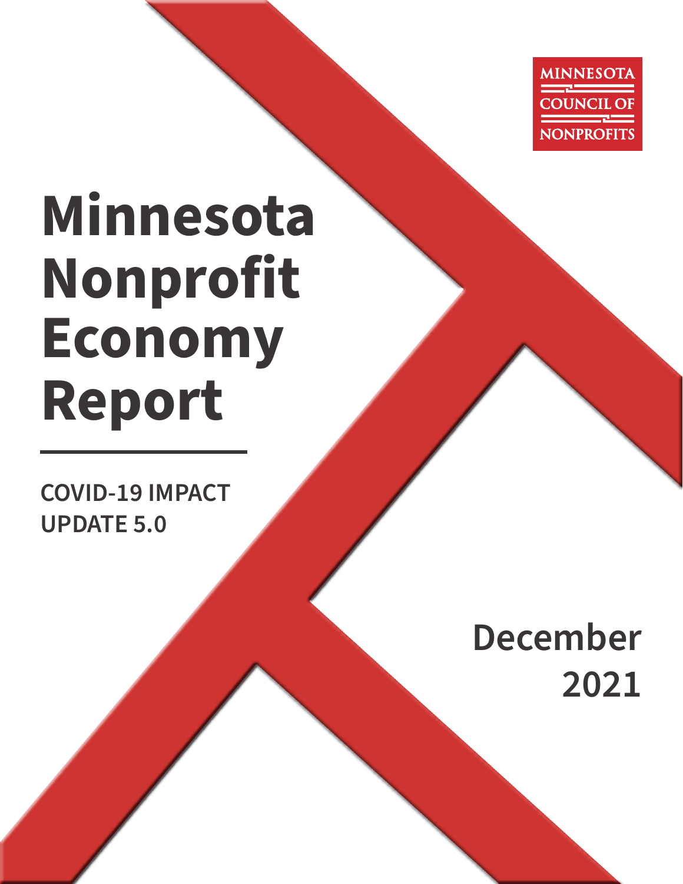MINNESOTA COUNCIL OF NONPROFITS

# Minnesota Nonprofit Economy Report

**COVID-19 IMPACT UPDATE 5.0**

**December 2021**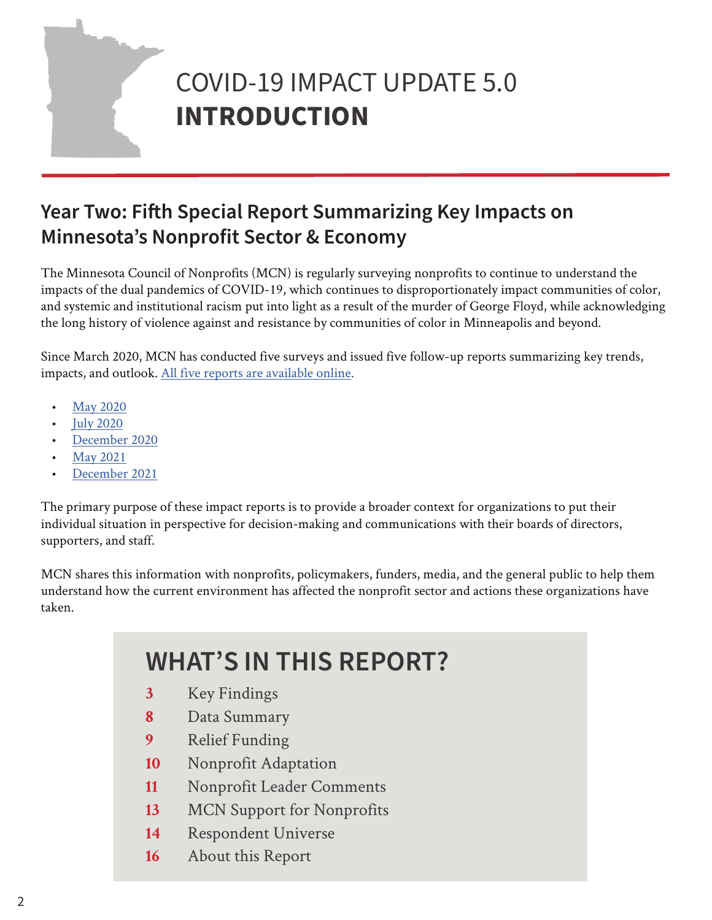# COVID-19 IMPACT UPDATE 5.0 **INTRODUCTION**

## Year Two: Fifth Special Report Summarizing Key Impacts on Minnesota's Nonprofit Sector & Economy

The Minnesota Council of Nonprofits (MCN) is regularly surveying nonprofits to continue to understand the impacts of the dual pandemics of COVID-19, which continues to disproportionately impact communities of color, and systemic and institutional racism put into light as a result of the murder of George Floyd, while acknowledging the long history of violence against and resistance by communities of color in Minneapolis and beyond.

Since March 2020, MCN has conducted five surveys and issued five follow-up reports summarizing key trends, impacts, and outlook. All five reports are available online.

- May 2020
- July 2020
- December 2020
- May 2021
- December 2021

The primary purpose of these impact reports is to provide a broader context for organizations to put their individual situation in perspective for decision-making and communications with their boards of directors, supporters, and staff.

MCN shares this information with nonprofits, policymakers, funders, media, and the general public to help them understand how the current environment has affected the nonprofit sector and actions these organizations have taken.

## WHAT'S IN THIS REPORT?

| | |
|---|---|
| 3 | Key Findings |
| 8 | Data Summary |
| 9 | Relief Funding |
| 10 | Nonprofit Adaptation |
| 11 | Nonprofit Leader Comments |
| 13 | MCN Support for Nonprofits |
| 14 | Respondent Universe |
| 16 | About this Report |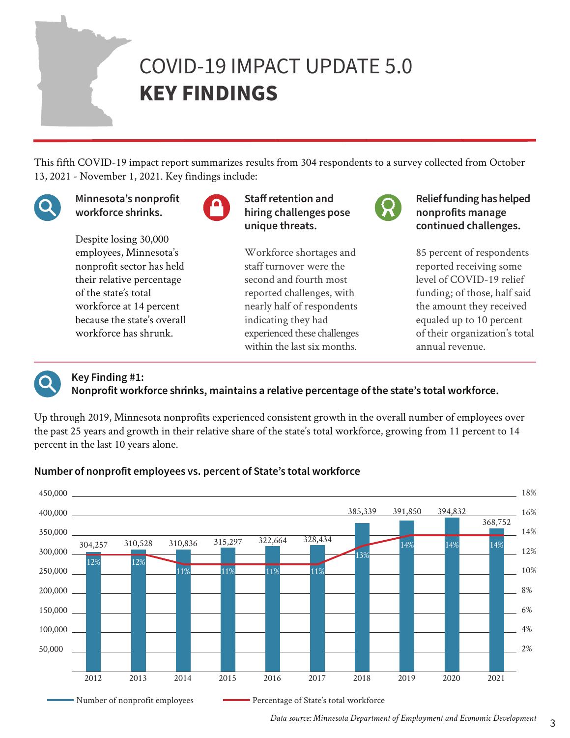# COVID-19 IMPACT UPDATE 5.0
# **KEY FINDINGS**

This fifth COVID-19 impact report summarizes results from 304 respondents to a survey collected from October 13, 2021 - November 1, 2021. Key findings include:

**Minnesota's nonprofit workforce shrinks.**

Despite losing 30,000 employees, Minnesota's nonprofit sector has held their relative percentage of the state's total workforce at 14 percent because the state's overall workforce has shrunk.

**Staff retention and hiring challenges pose unique threats.**

Workforce shortages and staff turnover were the second and fourth most reported challenges, with nearly half of respondents indicating they had experienced these challenges within the last six months.

**Relief funding has helped nonprofits manage continued challenges.**

85 percent of respondents reported receiving some level of COVID-19 relief funding; of those, half said the amount they received equaled up to 10 percent of their organization's total annual revenue.

## Key Finding #1:
## Nonprofit workforce shrinks, maintains a relative percentage of the state's total workforce.

Up through 2019, Minnesota nonprofits experienced consistent growth in the overall number of employees over the past 25 years and growth in their relative share of the state's total workforce, growing from 11 percent to 14 percent in the last 10 years alone.

**Number of nonprofit employees vs. percent of State's total workforce**

| Year | Number of nonprofit employees | Percentage of State's total workforce |
| --- | --- | --- |
| 2012 | 304,257 | 12% |
| 2013 | 310,528 | 12% |
| 2014 | 310,836 | 11% |
| 2015 | 315,297 | 11% |
| 2016 | 322,664 | 11% |
| 2017 | 328,434 | 11% |
| 2018 | 385,339 | 13% |
| 2019 | 391,850 | 14% |
| 2020 | 394,832 | 14% |
| 2021 | 368,752 | 14% |

*Data source: Minnesota Department of Employment and Economic Development*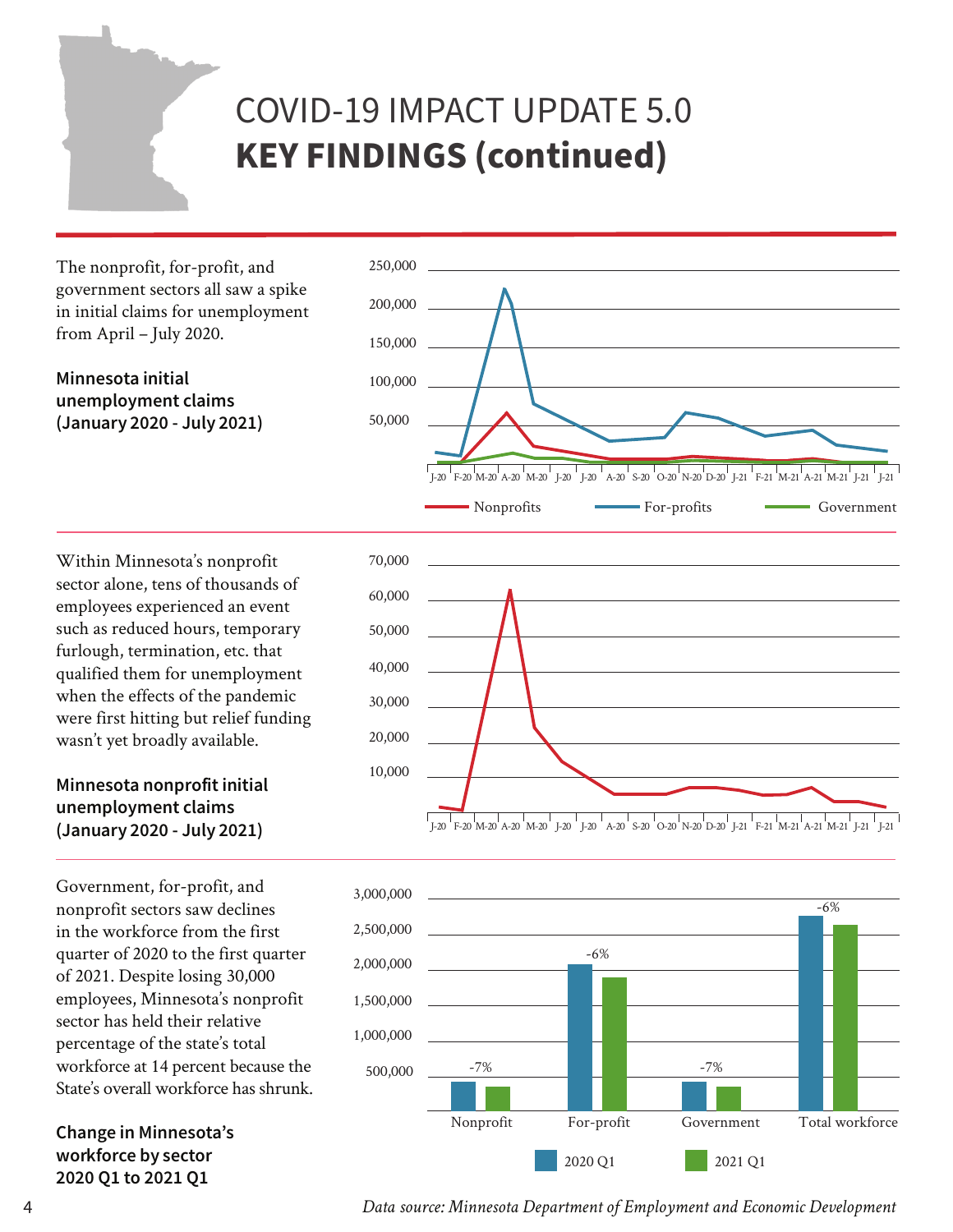# COVID-19 IMPACT UPDATE 5.0
# **KEY FINDINGS (continued)**

The nonprofit, for-profit, and government sectors all saw a spike in initial claims for unemployment from April – July 2020.

**Minnesota initial unemployment claims (January 2020 - July 2021)**

Within Minnesota's nonprofit sector alone, tens of thousands of employees experienced an event such as reduced hours, temporary furlough, termination, etc. that qualified them for unemployment when the effects of the pandemic were first hitting but relief funding wasn't yet broadly available.

**Minnesota nonprofit initial unemployment claims (January 2020 - July 2021)**

Government, for-profit, and nonprofit sectors saw declines in the workforce from the first quarter of 2020 to the first quarter of 2021. Despite losing 30,000 employees, Minnesota's nonprofit sector has held their relative percentage of the state's total workforce at 14 percent because the State's overall workforce has shrunk.

**Change in Minnesota's workforce by sector 2020 Q1 to 2021 Q1**

| Sector | Change (2020 Q1 to 2021 Q1) |
|---|---|
| Nonprofit | -7% |
| For-profit | -6% |
| Government | -7% |
| Total workforce | -6% |

*Data source: Minnesota Department of Employment and Economic Development*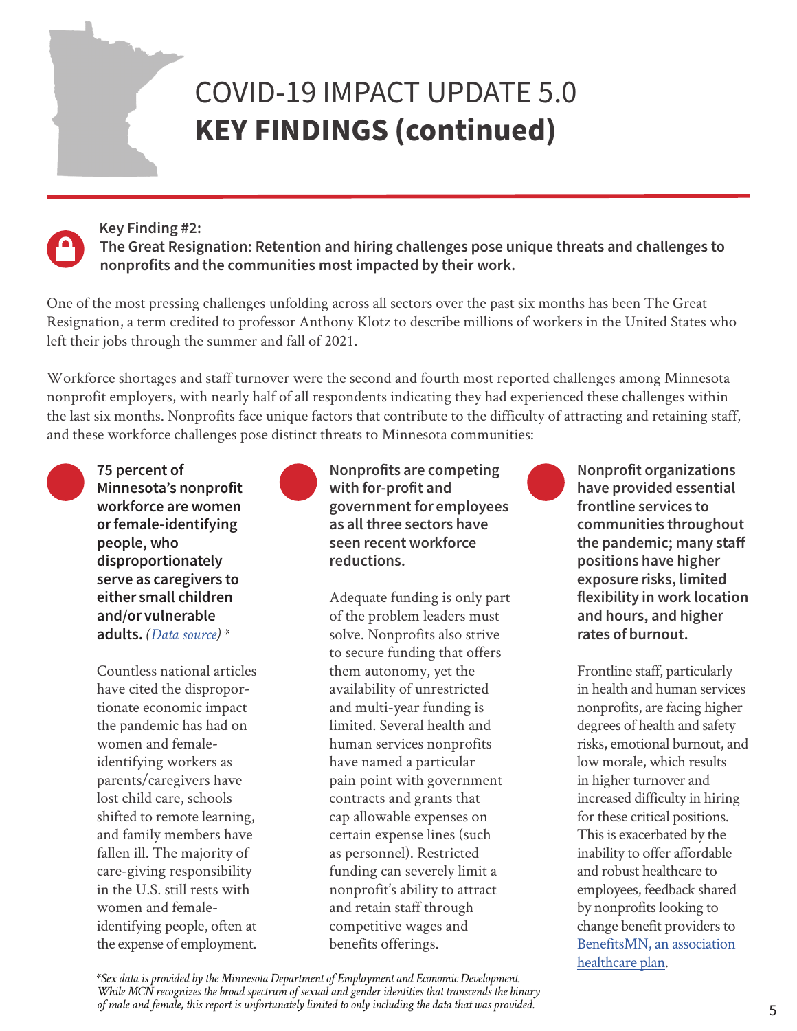# COVID-19 IMPACT UPDATE 5.0
# **KEY FINDINGS (continued)**

**Key Finding #2:**
**The Great Resignation: Retention and hiring challenges pose unique threats and challenges to nonprofits and the communities most impacted by their work.**

One of the most pressing challenges unfolding across all sectors over the past six months has been The Great Resignation, a term credited to professor Anthony Klotz to describe millions of workers in the United States who left their jobs through the summer and fall of 2021.

Workforce shortages and staff turnover were the second and fourth most reported challenges among Minnesota nonprofit employers, with nearly half of all respondents indicating they had experienced these challenges within the last six months. Nonprofits face unique factors that contribute to the difficulty of attracting and retaining staff, and these workforce challenges pose distinct threats to Minnesota communities:

**75 percent of Minnesota's nonprofit workforce are women or female-identifying people, who disproportionately serve as caregivers to either small children and/or vulnerable adults.** *(Data source)* *

Countless national articles have cited the disproportionate economic impact the pandemic has had on women and female-identifying workers as parents/caregivers have lost child care, schools shifted to remote learning, and family members have fallen ill. The majority of care-giving responsibility in the U.S. still rests with women and female-identifying people, often at the expense of employment.

**Nonprofits are competing with for-profit and government for employees as all three sectors have seen recent workforce reductions.**

Adequate funding is only part of the problem leaders must solve. Nonprofits also strive to secure funding that offers them autonomy, yet the availability of unrestricted and multi-year funding is limited. Several health and human services nonprofits have named a particular pain point with government contracts and grants that cap allowable expenses on certain expense lines (such as personnel). Restricted funding can severely limit a nonprofit's ability to attract and retain staff through competitive wages and benefits offerings.

**Nonprofit organizations have provided essential frontline services to communities throughout the pandemic; many staff positions have higher exposure risks, limited flexibility in work location and hours, and higher rates of burnout.**

Frontline staff, particularly in health and human services nonprofits, are facing higher degrees of health and safety risks, emotional burnout, and low morale, which results in higher turnover and increased difficulty in hiring for these critical positions. This is exacerbated by the inability to offer affordable and robust healthcare to employees, feedback shared by nonprofits looking to change benefit providers to BenefitsMN, an association healthcare plan.

*\*Sex data is provided by the Minnesota Department of Employment and Economic Development. While MCN recognizes the broad spectrum of sexual and gender identities that transcends the binary of male and female, this report is unfortunately limited to only including the data that was provided.*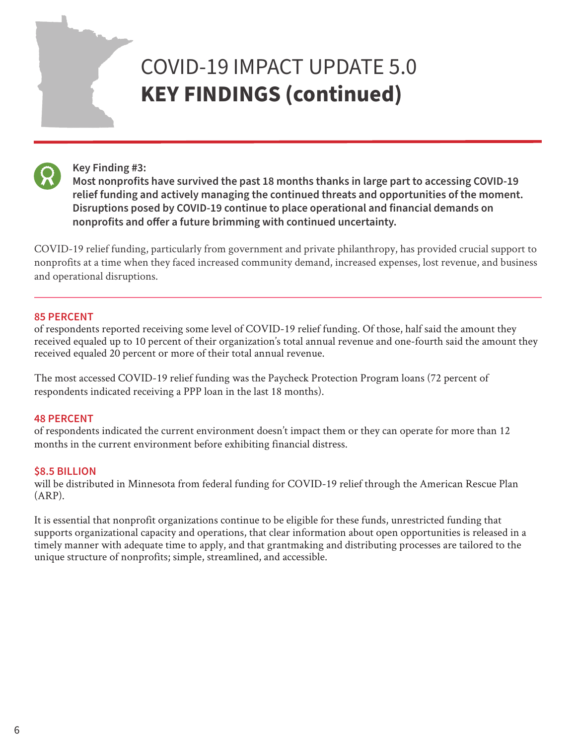# COVID-19 IMPACT UPDATE 5.0
# **KEY FINDINGS (continued)**

**Key Finding #3:**
**Most nonprofits have survived the past 18 months thanks in large part to accessing COVID-19 relief funding and actively managing the continued threats and opportunities of the moment. Disruptions posed by COVID-19 continue to place operational and financial demands on nonprofits and offer a future brimming with continued uncertainty.**

COVID-19 relief funding, particularly from government and private philanthropy, has provided crucial support to nonprofits at a time when they faced increased community demand, increased expenses, lost revenue, and business and operational disruptions.

**85 PERCENT**
of respondents reported receiving some level of COVID-19 relief funding. Of those, half said the amount they received equaled up to 10 percent of their organization's total annual revenue and one-fourth said the amount they received equaled 20 percent or more of their total annual revenue.

The most accessed COVID-19 relief funding was the Paycheck Protection Program loans (72 percent of respondents indicated receiving a PPP loan in the last 18 months).

**48 PERCENT**
of respondents indicated the current environment doesn't impact them or they can operate for more than 12 months in the current environment before exhibiting financial distress.

**$8.5 BILLION**
will be distributed in Minnesota from federal funding for COVID-19 relief through the American Rescue Plan (ARP).

It is essential that nonprofit organizations continue to be eligible for these funds, unrestricted funding that supports organizational capacity and operations, that clear information about open opportunities is released in a timely manner with adequate time to apply, and that grantmaking and distributing processes are tailored to the unique structure of nonprofits; simple, streamlined, and accessible.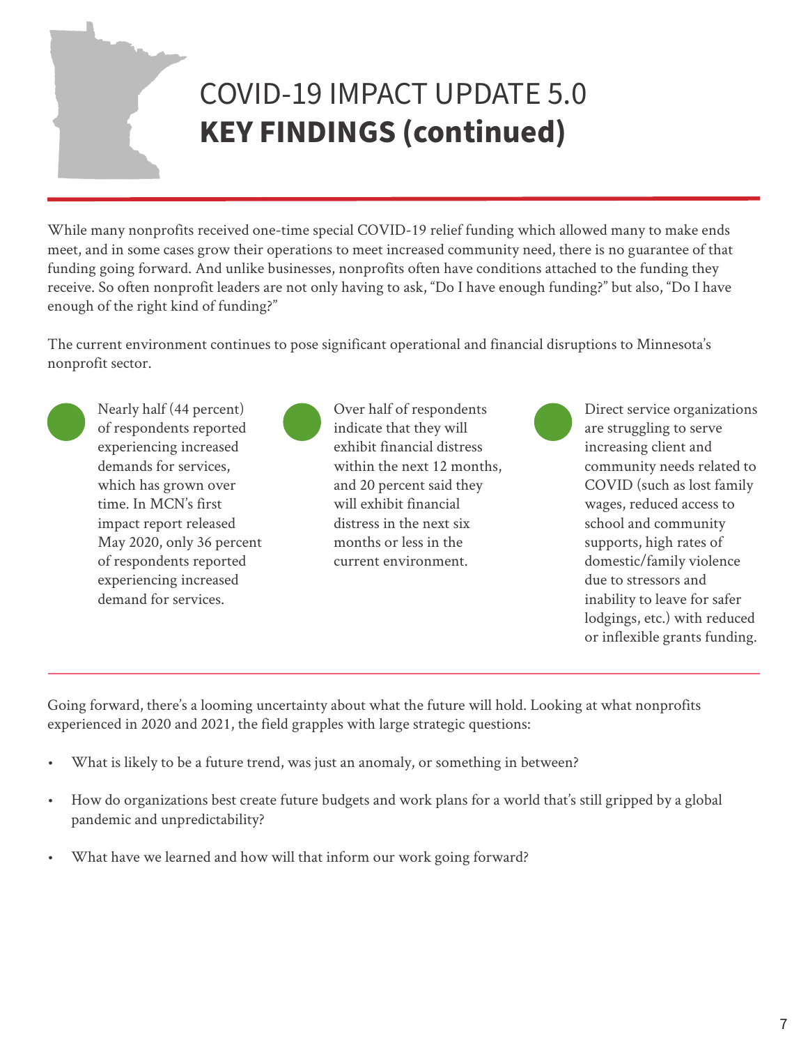# COVID-19 IMPACT UPDATE 5.0
# **KEY FINDINGS (continued)**

While many nonprofits received one-time special COVID-19 relief funding which allowed many to make ends meet, and in some cases grow their operations to meet increased community need, there is no guarantee of that funding going forward. And unlike businesses, nonprofits often have conditions attached to the funding they receive. So often nonprofit leaders are not only having to ask, "Do I have enough funding?" but also, "Do I have enough of the right kind of funding?"

The current environment continues to pose significant operational and financial disruptions to Minnesota's nonprofit sector.

- Nearly half (44 percent) of respondents reported experiencing increased demands for services, which has grown over time. In MCN's first impact report released May 2020, only 36 percent of respondents reported experiencing increased demand for services.
- Over half of respondents indicate that they will exhibit financial distress within the next 12 months, and 20 percent said they will exhibit financial distress in the next six months or less in the current environment.
- Direct service organizations are struggling to serve increasing client and community needs related to COVID (such as lost family wages, reduced access to school and community supports, high rates of domestic/family violence due to stressors and inability to leave for safer lodgings, etc.) with reduced or inflexible grants funding.

---

Going forward, there's a looming uncertainty about what the future will hold. Looking at what nonprofits experienced in 2020 and 2021, the field grapples with large strategic questions:

- What is likely to be a future trend, was just an anomaly, or something in between?
- How do organizations best create future budgets and work plans for a world that's still gripped by a global pandemic and unpredictability?
- What have we learned and how will that inform our work going forward?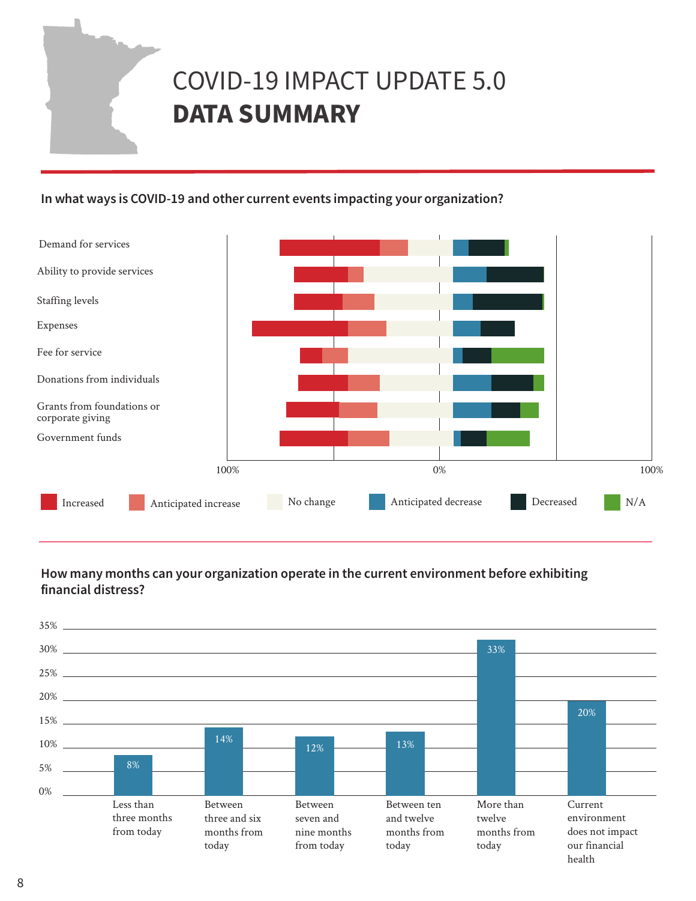# COVID-19 IMPACT UPDATE 5.0
# DATA SUMMARY

**In what ways is COVID-19 and other current events impacting your organization?**

Demand for services

Ability to provide services

Staffing levels

Expenses

Fee for service

Donations from individuals

Grants from foundations or corporate giving

Government funds

100% 0% 100%

Increased | Anticipated increase | No change | Anticipated decrease | Decreased | N/A

**How many months can your organization operate in the current environment before exhibiting financial distress?**

| Response | Percent |
|---|---|
| Less than three months from today | 8% |
| Between three and six months from today | 14% |
| Between seven and nine months from today | 12% |
| Between ten and twelve months from today | 13% |
| More than twelve months from today | 33% |
| Current environment does not impact our financial health | 20% |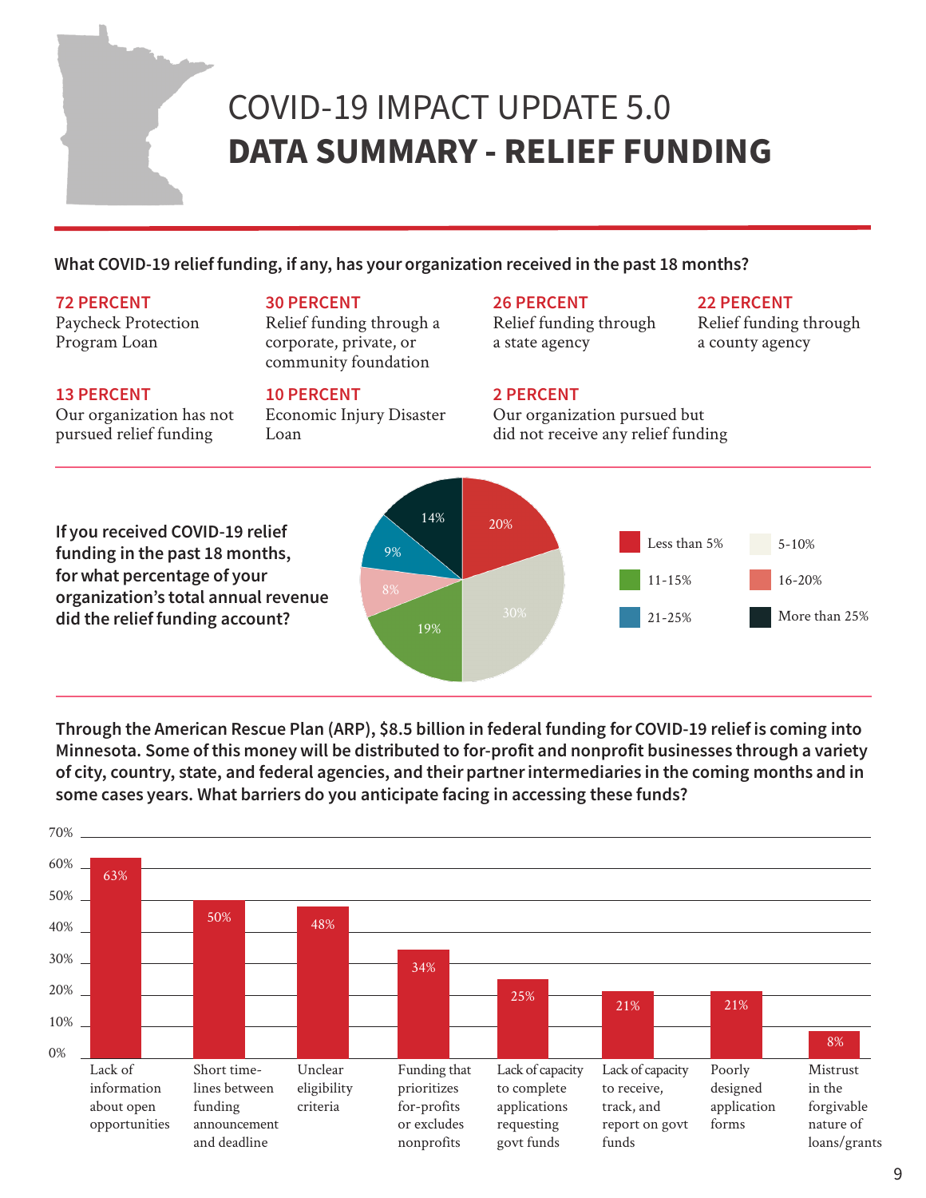# COVID-19 IMPACT UPDATE 5.0

# DATA SUMMARY - RELIEF FUNDING

**What COVID-19 relief funding, if any, has your organization received in the past 18 months?**

**72 PERCENT**
Paycheck Protection Program Loan

**30 PERCENT**
Relief funding through a corporate, private, or community foundation

**26 PERCENT**
Relief funding through a state agency

**22 PERCENT**
Relief funding through a county agency

**13 PERCENT**
Our organization has not pursued relief funding

**10 PERCENT**
Economic Injury Disaster Loan

**2 PERCENT**
Our organization pursued but did not receive any relief funding

**If you received COVID-19 relief funding in the past 18 months, for what percentage of your organization's total annual revenue did the relief funding account?**

| Share of total annual revenue | Percent |
|---|---|
| Less than 5% | 20% |
| 5-10% | 30% |
| 11-15% | 19% |
| 16-20% | 8% |
| 21-25% | 9% |
| More than 25% | 14% |

**Through the American Rescue Plan (ARP), $8.5 billion in federal funding for COVID-19 relief is coming into Minnesota. Some of this money will be distributed to for-profit and nonprofit businesses through a variety of city, country, state, and federal agencies, and their partner intermediaries in the coming months and in some cases years. What barriers do you anticipate facing in accessing these funds?**

| Barrier | Percent |
|---|---|
| Lack of information about open opportunities | 63% |
| Short time-lines between funding announcement and deadline | 50% |
| Unclear eligibility criteria | 48% |
| Funding that prioritizes for-profits or excludes nonprofits | 34% |
| Lack of capacity to complete applications requesting govt funds | 25% |
| Lack of capacity to receive, track, and report on govt funds | 21% |
| Poorly designed application forms | 21% |
| Mistrust in the forgivable nature of loans/grants | 8% |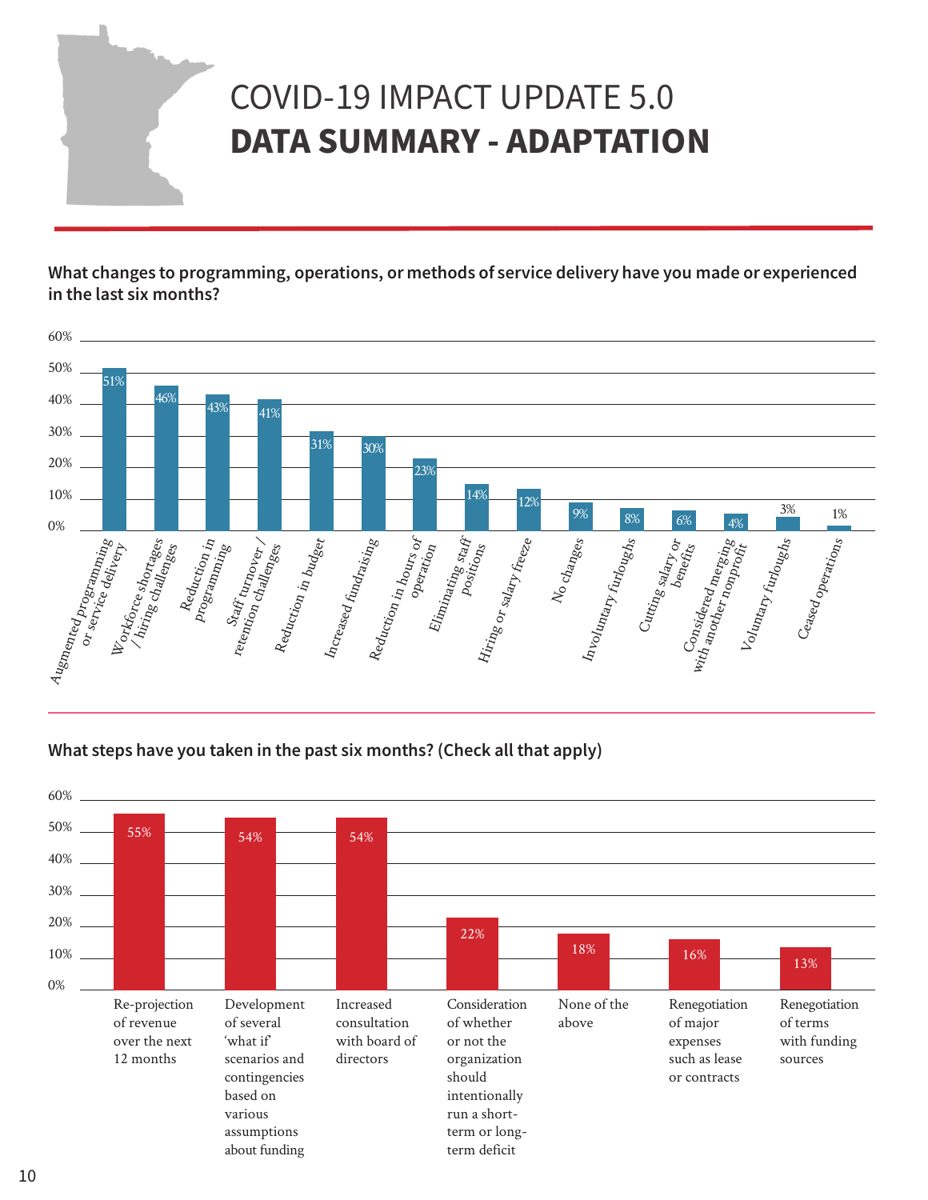# COVID-19 IMPACT UPDATE 5.0
# **DATA SUMMARY - ADAPTATION**

**What changes to programming, operations, or methods of service delivery have you made or experienced in the last six months?**

| Change | Percent |
|---|---|
| Augmented programming or service delivery | 51% |
| Workforce shortages / hiring challenges | 46% |
| Reduction in programming | 43% |
| Staff turnover / retention challenges | 41% |
| Reduction in budget | 31% |
| Increased fundraising | 30% |
| Reduction in hours of operation | 23% |
| Eliminating staff positions | 14% |
| Hiring or salary freeze | 12% |
| No changes | 9% |
| Involuntary furloughs | 8% |
| Cutting salary or benefits | 6% |
| Considered merging with another nonprofit | 4% |
| Voluntary furloughs | 3% |
| Ceased operations | 1% |

**What steps have you taken in the past six months? (Check all that apply)**

| Step | Percent |
|---|---|
| Re-projection of revenue over the next 12 months | 55% |
| Development of several 'what if' scenarios and contingencies based on various assumptions about funding | 54% |
| Increased consultation with board of directors | 54% |
| Consideration of whether or not the organization should intentionally run a short-term or long-term deficit | 22% |
| None of the above | 18% |
| Renegotiation of major expenses such as lease or contracts | 16% |
| Renegotiation of terms with funding sources | 13% |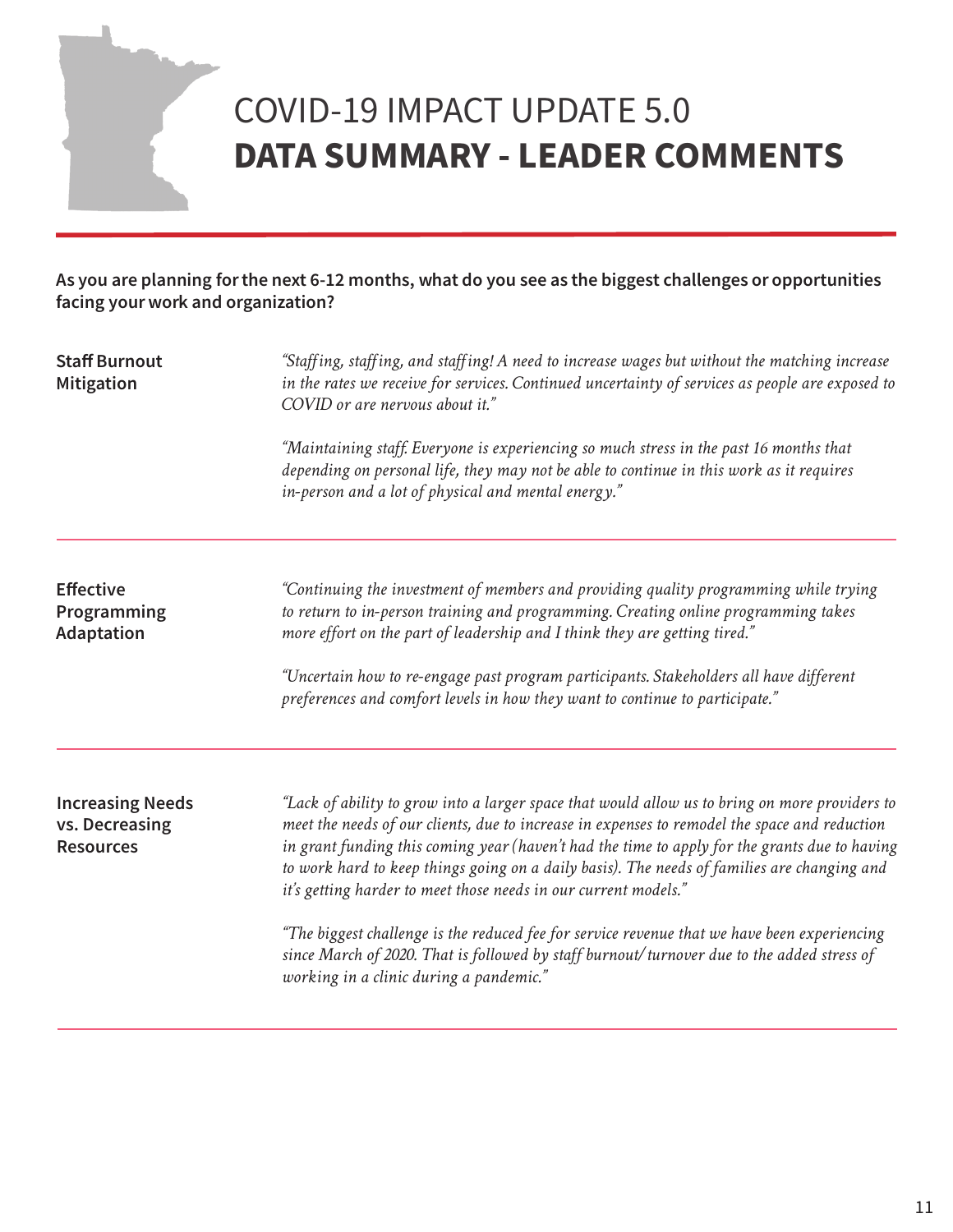# COVID-19 IMPACT UPDATE 5.0
# **DATA SUMMARY - LEADER COMMENTS**

**As you are planning for the next 6-12 months, what do you see as the biggest challenges or opportunities facing your work and organization?**

**Staff Burnout Mitigation**

*"Staffing, staffing, and staffing! A need to increase wages but without the matching increase in the rates we receive for services. Continued uncertainty of services as people are exposed to COVID or are nervous about it."*

*"Maintaining staff. Everyone is experiencing so much stress in the past 16 months that depending on personal life, they may not be able to continue in this work as it requires in-person and a lot of physical and mental energy."*

---

**Effective Programming Adaptation**

*"Continuing the investment of members and providing quality programming while trying to return to in-person training and programming. Creating online programming takes more effort on the part of leadership and I think they are getting tired."*

*"Uncertain how to re-engage past program participants. Stakeholders all have different preferences and comfort levels in how they want to continue to participate."*

---

**Increasing Needs vs. Decreasing Resources**

*"Lack of ability to grow into a larger space that would allow us to bring on more providers to meet the needs of our clients, due to increase in expenses to remodel the space and reduction in grant funding this coming year (haven't had the time to apply for the grants due to having to work hard to keep things going on a daily basis). The needs of families are changing and it's getting harder to meet those needs in our current models."*

*"The biggest challenge is the reduced fee for service revenue that we have been experiencing since March of 2020. That is followed by staff burnout/ turnover due to the added stress of working in a clinic during a pandemic."*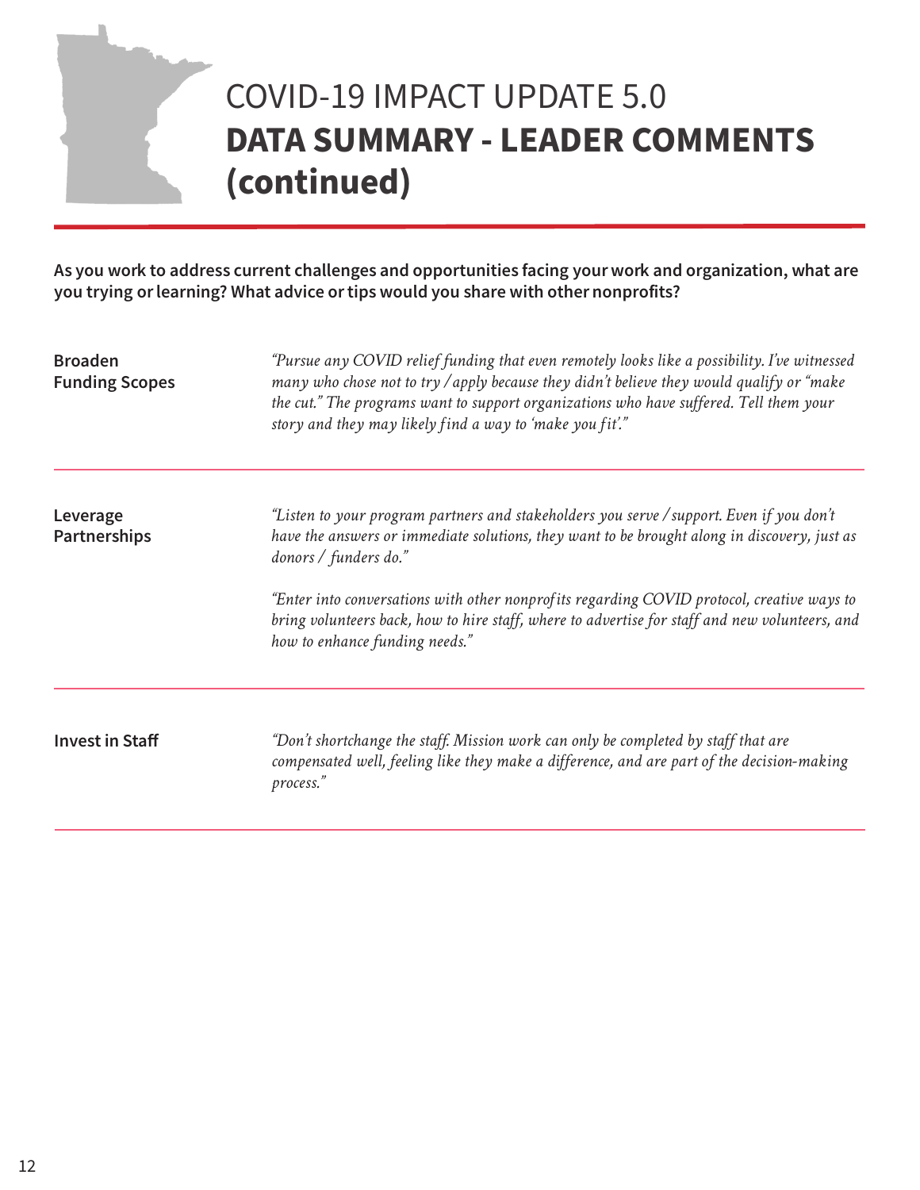# COVID-19 IMPACT UPDATE 5.0
# **DATA SUMMARY - LEADER COMMENTS (continued)**

**As you work to address current challenges and opportunities facing your work and organization, what are you trying or learning? What advice or tips would you share with other nonprofits?**

**Broaden Funding Scopes**

*"Pursue any COVID relief funding that even remotely looks like a possibility. I've witnessed many who chose not to try / apply because they didn't believe they would qualify or "make the cut." The programs want to support organizations who have suffered. Tell them your story and they may likely find a way to 'make you fit'."*

---

**Leverage Partnerships**

*"Listen to your program partners and stakeholders you serve / support. Even if you don't have the answers or immediate solutions, they want to be brought along in discovery, just as donors / funders do."*

*"Enter into conversations with other nonprofits regarding COVID protocol, creative ways to bring volunteers back, how to hire staff, where to advertise for staff and new volunteers, and how to enhance funding needs."*

---

**Invest in Staff**

*"Don't shortchange the staff. Mission work can only be completed by staff that are compensated well, feeling like they make a difference, and are part of the decision-making process."*

---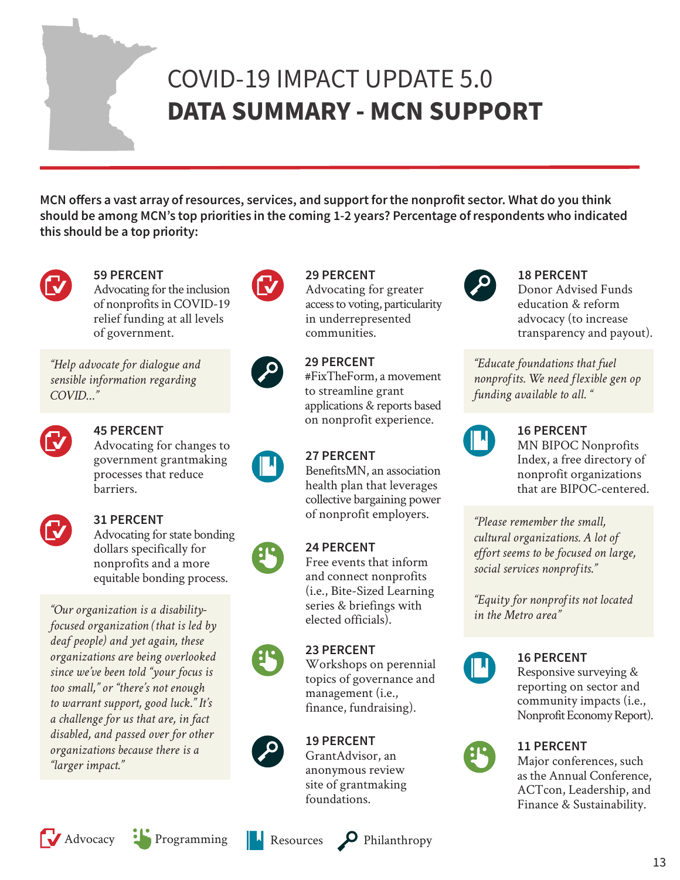# COVID-19 IMPACT UPDATE 5.0
# DATA SUMMARY - MCN SUPPORT

**MCN offers a vast array of resources, services, and support for the nonprofit sector. What do you think should be among MCN's top priorities in the coming 1-2 years? Percentage of respondents who indicated this should be a top priority:**

**59 PERCENT**
Advocating for the inclusion of nonprofits in COVID-19 relief funding at all levels of government.

*"Help advocate for dialogue and sensible information regarding COVID..."*

**45 PERCENT**
Advocating for changes to government grantmaking processes that reduce barriers.

**31 PERCENT**
Advocating for state bonding dollars specifically for nonprofits and a more equitable bonding process.

*"Our organization is a disability-focused organization (that is led by deaf people) and yet again, these organizations are being overlooked since we've been told "your focus is too small," or "there's not enough to warrant support, good luck." It's a challenge for us that are, in fact disabled, and passed over for other organizations because there is a "larger impact."*

**29 PERCENT**
Advocating for greater access to voting, particularity in underrepresented communities.

**29 PERCENT**
#FixTheForm, a movement to streamline grant applications & reports based on nonprofit experience.

**27 PERCENT**
BenefitsMN, an association health plan that leverages collective bargaining power of nonprofit employers.

**24 PERCENT**
Free events that inform and connect nonprofits (i.e., Bite-Sized Learning series & briefings with elected officials).

**23 PERCENT**
Workshops on perennial topics of governance and management (i.e., finance, fundraising).

**19 PERCENT**
GrantAdvisor, an anonymous review site of grantmaking foundations.

**18 PERCENT**
Donor Advised Funds education & reform advocacy (to increase transparency and payout).

*"Educate foundations that fuel nonprofits. We need flexible gen op funding available to all. "*

**16 PERCENT**
MN BIPOC Nonprofits Index, a free directory of nonprofit organizations that are BIPOC-centered.

*"Please remember the small, cultural organizations. A lot of effort seems to be focused on large, social services nonprofits."*

*"Equity for nonprofits not located in the Metro area"*

**16 PERCENT**
Responsive surveying & reporting on sector and community impacts (i.e., Nonprofit Economy Report).

**11 PERCENT**
Major conferences, such as the Annual Conference, ACTcon, Leadership, and Finance & Sustainability.

Advocacy | Programming | Resources | Philanthropy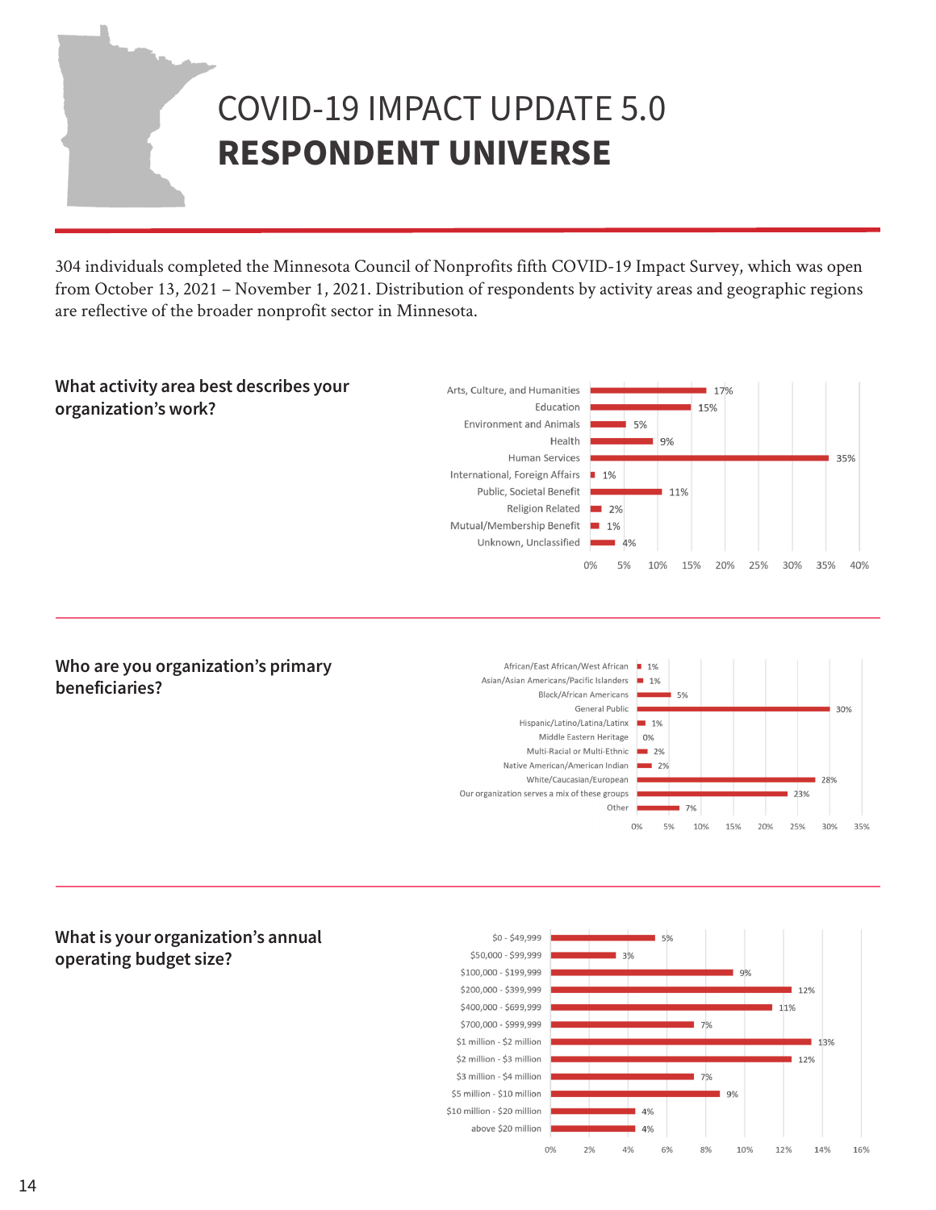# COVID-19 IMPACT UPDATE 5.0

# RESPONDENT UNIVERSE

304 individuals completed the Minnesota Council of Nonprofits fifth COVID-19 Impact Survey, which was open from October 13, 2021 – November 1, 2021. Distribution of respondents by activity areas and geographic regions are reflective of the broader nonprofit sector in Minnesota.

### What activity area best describes your organization's work?

| Activity area | Percent |
| --- | --- |
| Arts, Culture, and Humanities | 17% |
| Education | 15% |
| Environment and Animals | 5% |
| Health | 9% |
| Human Services | 35% |
| International, Foreign Affairs | 1% |
| Public, Societal Benefit | 11% |
| Religion Related | 2% |
| Mutual/Membership Benefit | 1% |
| Unknown, Unclassified | 4% |

### Who are you organization's primary beneficiaries?

| Beneficiaries | Percent |
| --- | --- |
| African/East African/West African | 1% |
| Asian/Asian Americans/Pacific Islanders | 1% |
| Black/African Americans | 5% |
| General Public | 30% |
| Hispanic/Latino/Latina/Latinx | 1% |
| Middle Eastern Heritage | 0% |
| Multi-Racial or Multi-Ethnic | 2% |
| Native American/American Indian | 2% |
| White/Caucasian/European | 28% |
| Our organization serves a mix of these groups | 23% |
| Other | 7% |

### What is your organization's annual operating budget size?

| Budget size | Percent |
| --- | --- |
| $0 - $49,999 | 5% |
| $50,000 - $99,999 | 3% |
| $100,000 - $199,999 | 9% |
| $200,000 - $399,999 | 12% |
| $400,000 - $699,999 | 11% |
| $700,000 - $999,999 | 7% |
| $1 million - $2 million | 13% |
| $2 million - $3 million | 12% |
| $3 million - $4 million | 7% |
| $5 million - $10 million | 9% |
| $10 million - $20 million | 4% |
| above $20 million | 4% |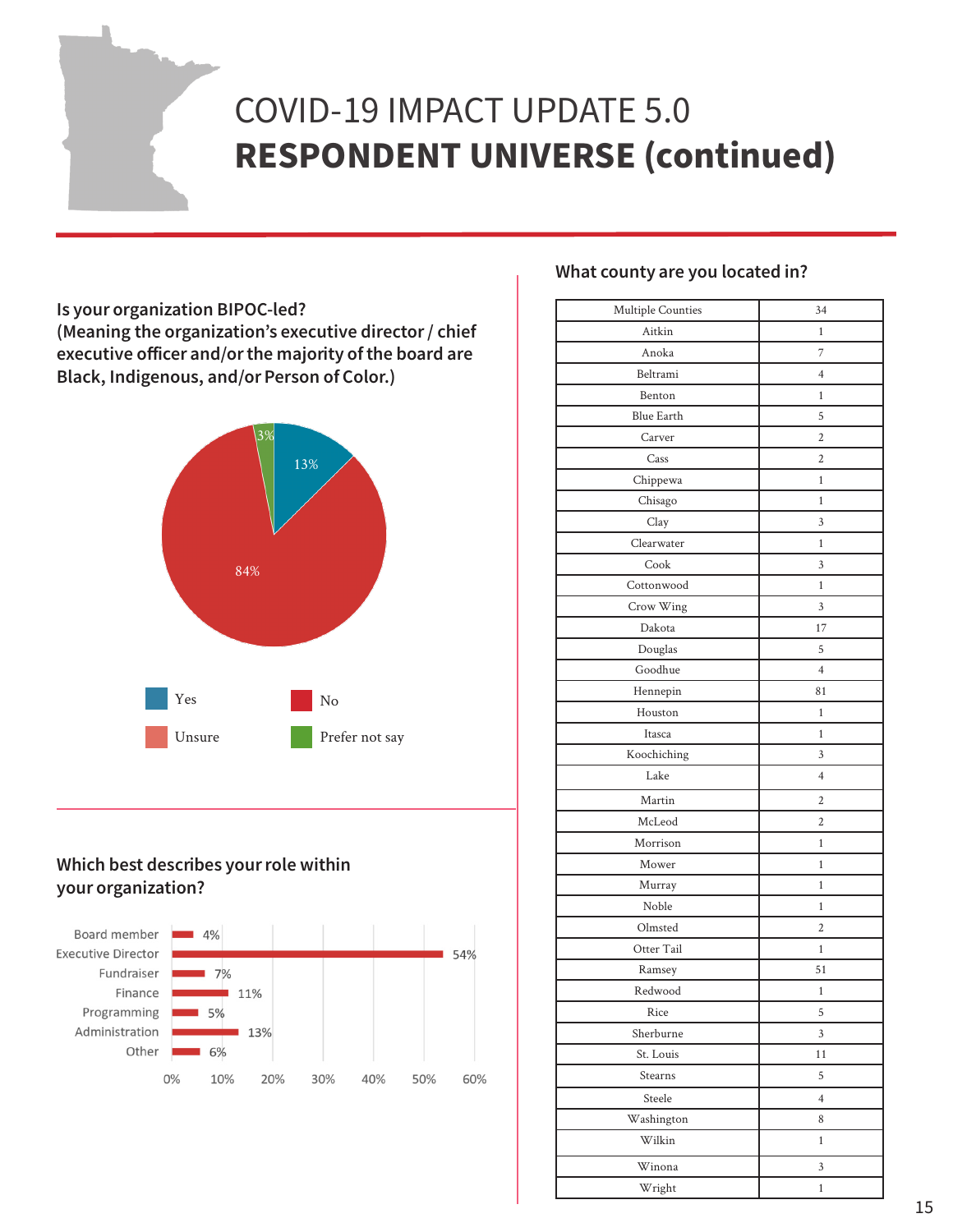# COVID-19 IMPACT UPDATE 5.0
# RESPONDENT UNIVERSE (continued)

**Is your organization BIPOC-led?**
**(Meaning the organization's executive director / chief executive officer and/or the majority of the board are Black, Indigenous, and/or Person of Color.)**

| Response | Percent |
|---|---|
| Yes | 13% |
| No | 84% |
| Unsure | |
| Prefer not say | 3% |

**Which best describes your role within your organization?**

| Role | Percent |
|---|---|
| Board member | 4% |
| Executive Director | 54% |
| Fundraiser | 7% |
| Finance | 11% |
| Programming | 5% |
| Administration | 13% |
| Other | 6% |

**What county are you located in?**

| County | Count |
|---|---|
| Multiple Counties | 34 |
| Aitkin | 1 |
| Anoka | 7 |
| Beltrami | 4 |
| Benton | 1 |
| Blue Earth | 5 |
| Carver | 2 |
| Cass | 2 |
| Chippewa | 1 |
| Chisago | 1 |
| Clay | 3 |
| Clearwater | 1 |
| Cook | 3 |
| Cottonwood | 1 |
| Crow Wing | 3 |
| Dakota | 17 |
| Douglas | 5 |
| Goodhue | 4 |
| Hennepin | 81 |
| Houston | 1 |
| Itasca | 1 |
| Koochiching | 3 |
| Lake | 4 |
| Martin | 2 |
| McLeod | 2 |
| Morrison | 1 |
| Mower | 1 |
| Murray | 1 |
| Noble | 1 |
| Olmsted | 2 |
| Otter Tail | 1 |
| Ramsey | 51 |
| Redwood | 1 |
| Rice | 5 |
| Sherburne | 3 |
| St. Louis | 11 |
| Stearns | 5 |
| Steele | 4 |
| Washington | 8 |
| Wilkin | 1 |
| Winona | 3 |
| Wright | 1 |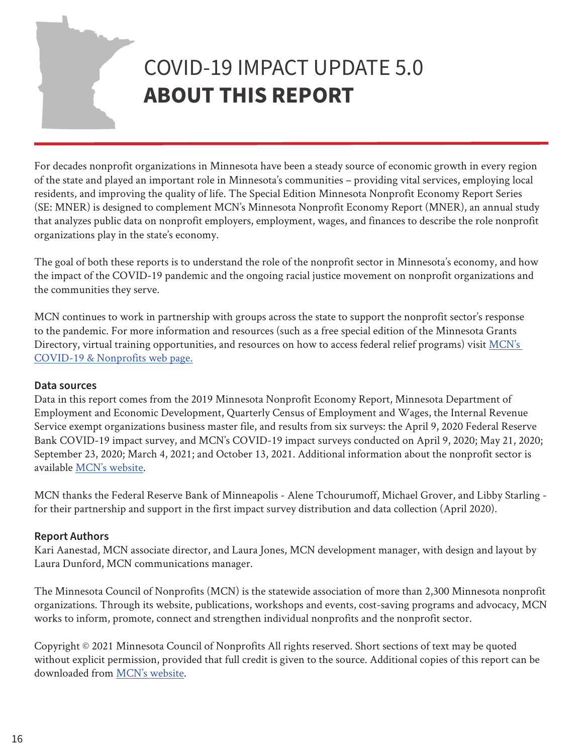# COVID-19 IMPACT UPDATE 5.0
# **ABOUT THIS REPORT**

For decades nonprofit organizations in Minnesota have been a steady source of economic growth in every region of the state and played an important role in Minnesota's communities – providing vital services, employing local residents, and improving the quality of life. The Special Edition Minnesota Nonprofit Economy Report Series (SE: MNER) is designed to complement MCN's Minnesota Nonprofit Economy Report (MNER), an annual study that analyzes public data on nonprofit employers, employment, wages, and finances to describe the role nonprofit organizations play in the state's economy.

The goal of both these reports is to understand the role of the nonprofit sector in Minnesota's economy, and how the impact of the COVID-19 pandemic and the ongoing racial justice movement on nonprofit organizations and the communities they serve.

MCN continues to work in partnership with groups across the state to support the nonprofit sector's response to the pandemic. For more information and resources (such as a free special edition of the Minnesota Grants Directory, virtual training opportunities, and resources on how to access federal relief programs) visit [MCN's COVID-19 & Nonprofits web page.]

### Data sources

Data in this report comes from the 2019 Minnesota Nonprofit Economy Report, Minnesota Department of Employment and Economic Development, Quarterly Census of Employment and Wages, the Internal Revenue Service exempt organizations business master file, and results from six surveys: the April 9, 2020 Federal Reserve Bank COVID-19 impact survey, and MCN's COVID-19 impact surveys conducted on April 9, 2020; May 21, 2020; September 23, 2020; March 4, 2021; and October 13, 2021. Additional information about the nonprofit sector is available [MCN's website].

MCN thanks the Federal Reserve Bank of Minneapolis - Alene Tchourumoff, Michael Grover, and Libby Starling - for their partnership and support in the first impact survey distribution and data collection (April 2020).

### Report Authors

Kari Aanestad, MCN associate director, and Laura Jones, MCN development manager, with design and layout by Laura Dunford, MCN communications manager.

The Minnesota Council of Nonprofits (MCN) is the statewide association of more than 2,300 Minnesota nonprofit organizations. Through its website, publications, workshops and events, cost-saving programs and advocacy, MCN works to inform, promote, connect and strengthen individual nonprofits and the nonprofit sector.

Copyright © 2021 Minnesota Council of Nonprofits All rights reserved. Short sections of text may be quoted without explicit permission, provided that full credit is given to the source. Additional copies of this report can be downloaded from [MCN's website].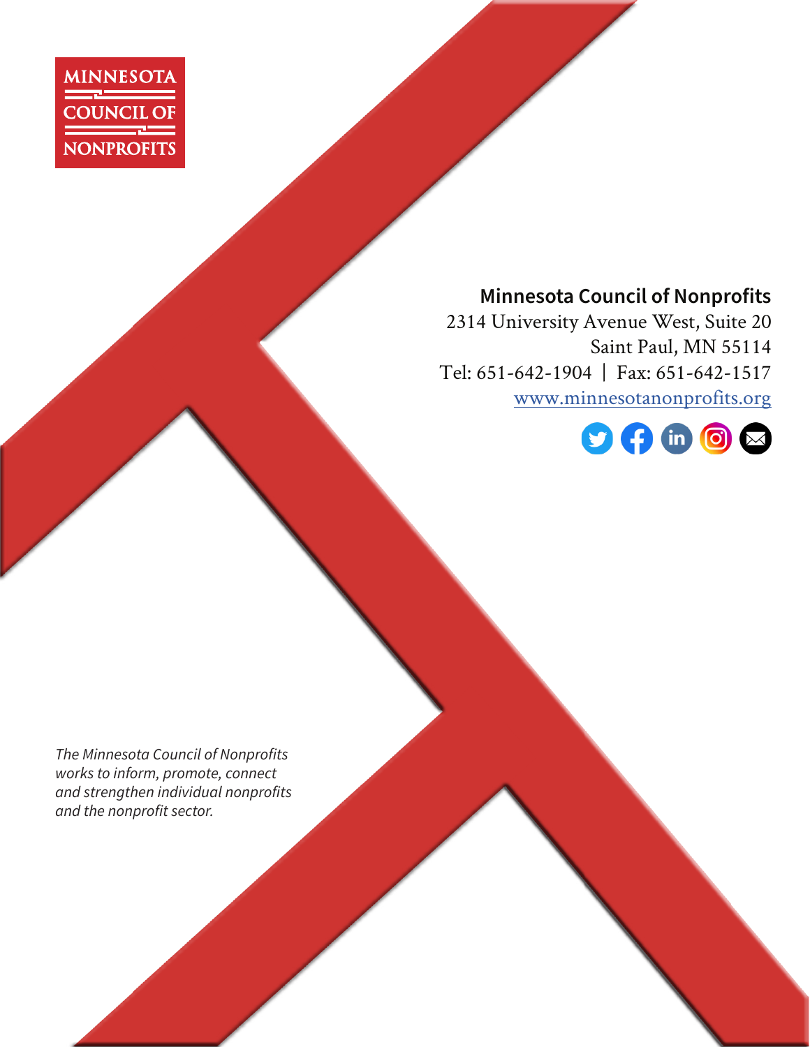MINNESOTA COUNCIL OF NONPROFITS

**Minnesota Council of Nonprofits**
2314 University Avenue West, Suite 20
Saint Paul, MN 55114
Tel: 651-642-1904 | Fax: 651-642-1517
www.minnesotanonprofits.org

*The Minnesota Council of Nonprofits works to inform, promote, connect and strengthen individual nonprofits and the nonprofit sector.*